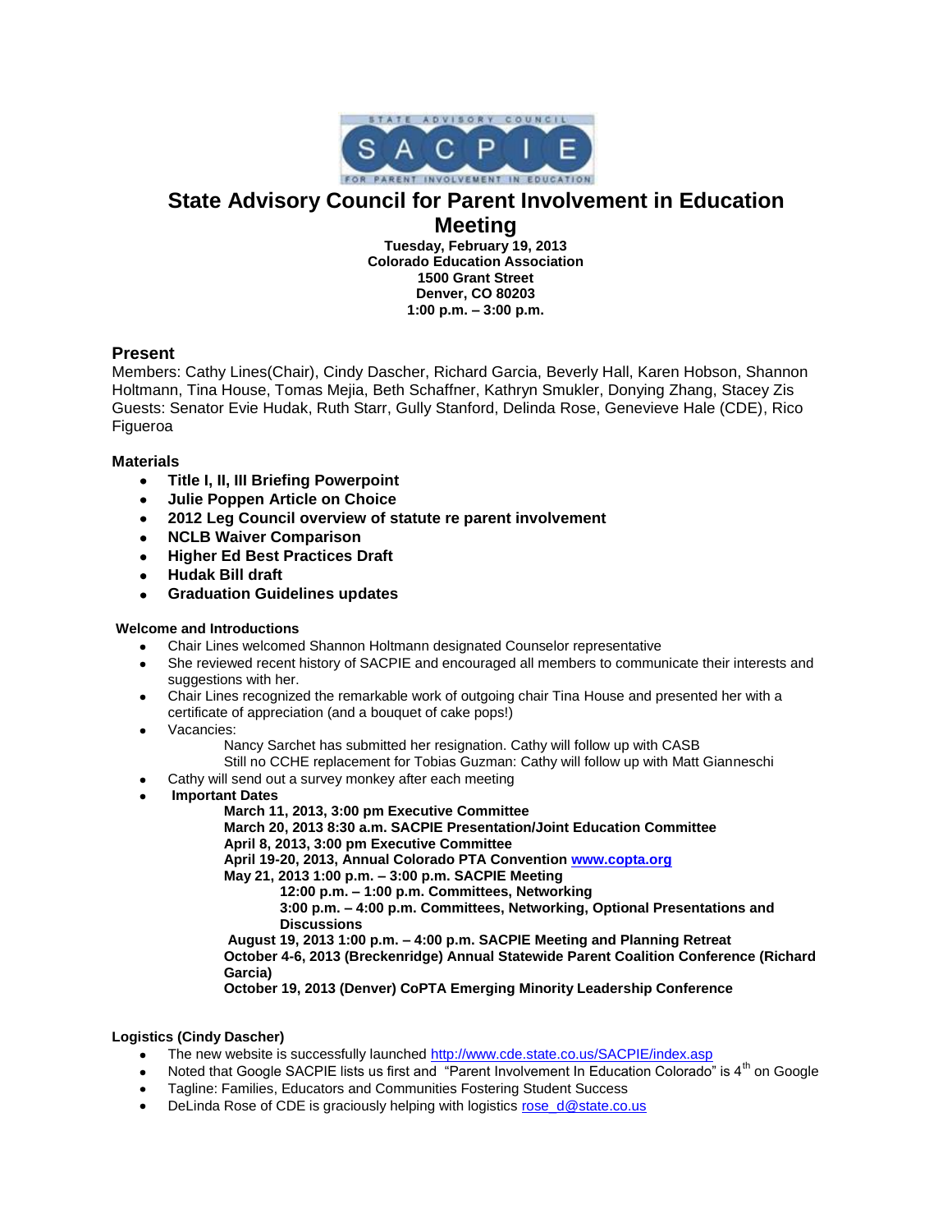# State Advisory Council for Parent Involvement in Education Meeting

**Tuesday, February 19, 2013**
**Colorado Education Association**
**1500 Grant Street**
**Denver, CO 80203**
**1:00 p.m. – 3:00 p.m.**

## Present

Members: Cathy Lines(Chair), Cindy Dascher, Richard Garcia, Beverly Hall, Karen Hobson, Shannon Holtmann, Tina House, Tomas Mejia, Beth Schaffner, Kathryn Smukler, Donying Zhang, Stacey Zis
Guests: Senator Evie Hudak, Ruth Starr, Gully Stanford, Delinda Rose, Genevieve Hale (CDE), Rico Figueroa

### Materials

- **Title I, II, III Briefing Powerpoint**
- **Julie Poppen Article on Choice**
- **2012 Leg Council overview of statute re parent involvement**
- **NCLB Waiver Comparison**
- **Higher Ed Best Practices Draft**
- **Hudak Bill draft**
- **Graduation Guidelines updates**

### Welcome and Introductions

- Chair Lines welcomed Shannon Holtmann designated Counselor representative
- She reviewed recent history of SACPIE and encouraged all members to communicate their interests and suggestions with her.
- Chair Lines recognized the remarkable work of outgoing chair Tina House and presented her with a certificate of appreciation (and a bouquet of cake pops!)
- Vacancies:
  - Nancy Sarchet has submitted her resignation. Cathy will follow up with CASB
  - Still no CCHE replacement for Tobias Guzman: Cathy will follow up with Matt Gianneschi
- Cathy will send out a survey monkey after each meeting
- **Important Dates**
  - **March 11, 2013, 3:00 pm Executive Committee**
  - **March 20, 2013 8:30 a.m. SACPIE Presentation/Joint Education Committee**
  - **April 8, 2013, 3:00 pm Executive Committee**
  - **April 19-20, 2013, Annual Colorado PTA Convention www.copta.org**
  - **May 21, 2013 1:00 p.m. – 3:00 p.m. SACPIE Meeting**
    - **12:00 p.m. – 1:00 p.m. Committees, Networking**
    - **3:00 p.m. – 4:00 p.m. Committees, Networking, Optional Presentations and Discussions**
  - **August 19, 2013 1:00 p.m. – 4:00 p.m. SACPIE Meeting and Planning Retreat**
  - **October 4-6, 2013 (Breckenridge) Annual Statewide Parent Coalition Conference (Richard Garcia)**
  - **October 19, 2013 (Denver) CoPTA Emerging Minority Leadership Conference**

### Logistics (Cindy Dascher)

- The new website is successfully launched http://www.cde.state.co.us/SACPIE/index.asp
- Noted that Google SACPIE lists us first and "Parent Involvement In Education Colorado" is 4th on Google
- Tagline: Families, Educators and Communities Fostering Student Success
- DeLinda Rose of CDE is graciously helping with logistics rose_d@state.co.us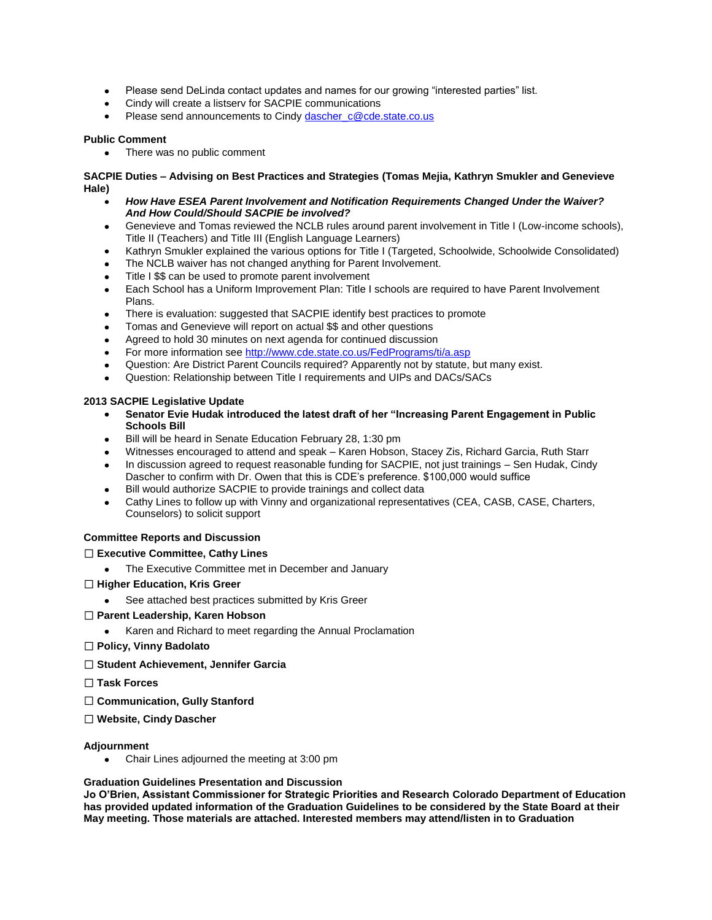- Please send DeLinda contact updates and names for our growing "interested parties" list.
- Cindy will create a listserv for SACPIE communications
- Please send announcements to Cindy dascher_c@cde.state.co.us

**Public Comment**

- There was no public comment

**SACPIE Duties – Advising on Best Practices and Strategies (Tomas Mejia, Kathryn Smukler and Genevieve Hale)**

- ***How Have ESEA Parent Involvement and Notification Requirements Changed Under the Waiver? And How Could/Should SACPIE be involved?***
- Genevieve and Tomas reviewed the NCLB rules around parent involvement in Title I (Low-income schools), Title II (Teachers) and Title III (English Language Learners)
- Kathryn Smukler explained the various options for Title I (Targeted, Schoolwide, Schoolwide Consolidated)
- The NCLB waiver has not changed anything for Parent Involvement.
- Title I $$ can be used to promote parent involvement
- Each School has a Uniform Improvement Plan: Title I schools are required to have Parent Involvement Plans.
- There is evaluation: suggested that SACPIE identify best practices to promote
- Tomas and Genevieve will report on actual $$ and other questions
- Agreed to hold 30 minutes on next agenda for continued discussion
- For more information see http://www.cde.state.co.us/FedPrograms/ti/a.asp
- Question: Are District Parent Councils required? Apparently not by statute, but many exist.
- Question: Relationship between Title I requirements and UIPs and DACs/SACs

**2013 SACPIE Legislative Update**

- **Senator Evie Hudak introduced the latest draft of her "Increasing Parent Engagement in Public Schools Bill**
- Bill will be heard in Senate Education February 28, 1:30 pm
- Witnesses encouraged to attend and speak – Karen Hobson, Stacey Zis, Richard Garcia, Ruth Starr
- In discussion agreed to request reasonable funding for SACPIE, not just trainings – Sen Hudak, Cindy Dascher to confirm with Dr. Owen that this is CDE's preference. $100,000 would suffice
- Bill would authorize SACPIE to provide trainings and collect data
- Cathy Lines to follow up with Vinny and organizational representatives (CEA, CASB, CASE, Charters, Counselors) to solicit support

**Committee Reports and Discussion**

☐ **Executive Committee, Cathy Lines**

- The Executive Committee met in December and January

☐ **Higher Education, Kris Greer**

- See attached best practices submitted by Kris Greer

☐ **Parent Leadership, Karen Hobson**

- Karen and Richard to meet regarding the Annual Proclamation

☐ **Policy, Vinny Badolato**

☐ **Student Achievement, Jennifer Garcia**

☐ **Task Forces**

☐ **Communication, Gully Stanford**

☐ **Website, Cindy Dascher**

**Adjournment**

- Chair Lines adjourned the meeting at 3:00 pm

**Graduation Guidelines Presentation and Discussion**

**Jo O'Brien, Assistant Commissioner for Strategic Priorities and Research Colorado Department of Education has provided updated information of the Graduation Guidelines to be considered by the State Board at their May meeting. Those materials are attached. Interested members may attend/listen in to Graduation**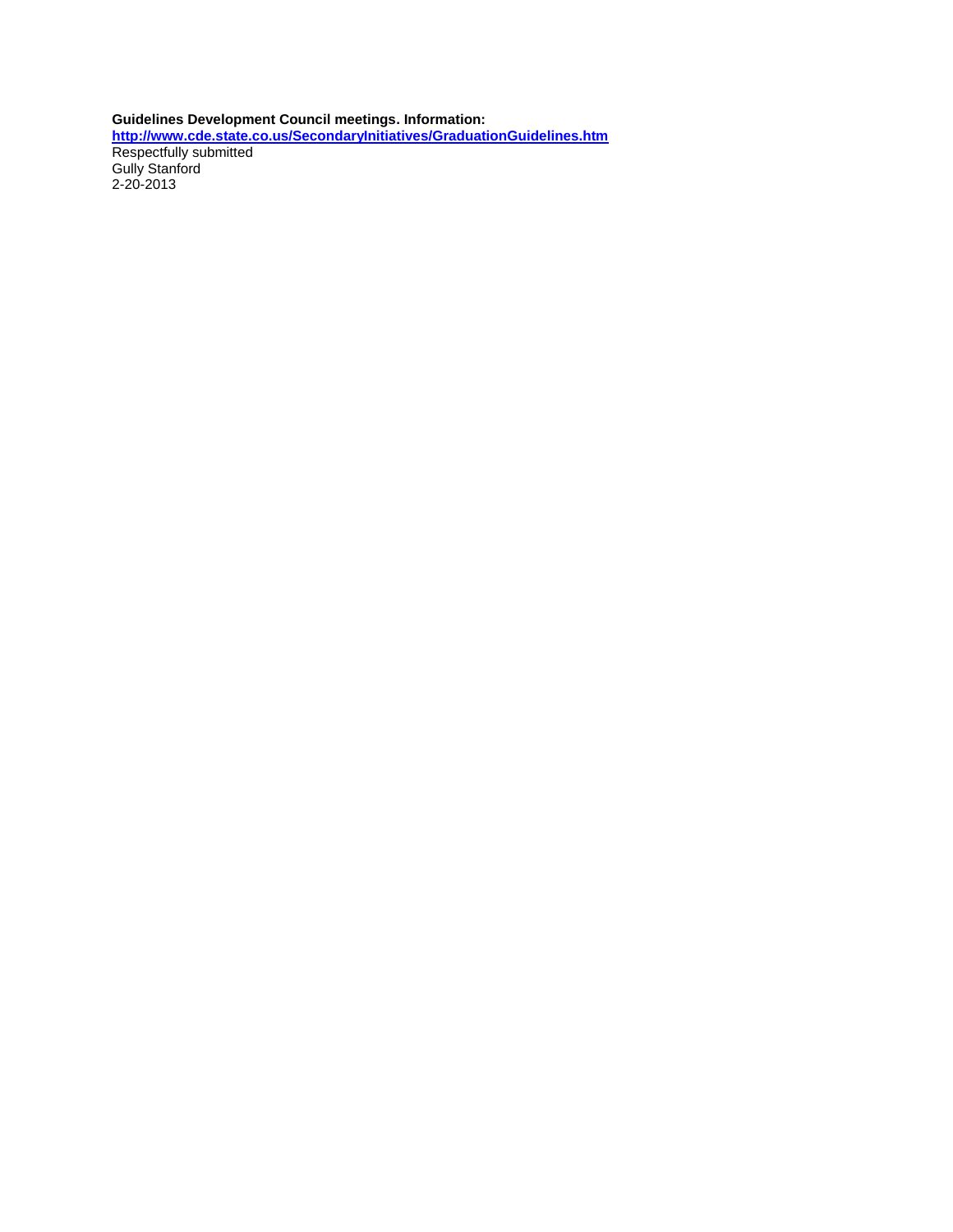**Guidelines Development Council meetings. Information:**
**[http://www.cde.state.co.us/SecondaryInitiatives/GraduationGuidelines.htm](http://www.cde.state.co.us/SecondaryInitiatives/GraduationGuidelines.htm)**
Respectfully submitted
Gully Stanford
2-20-2013